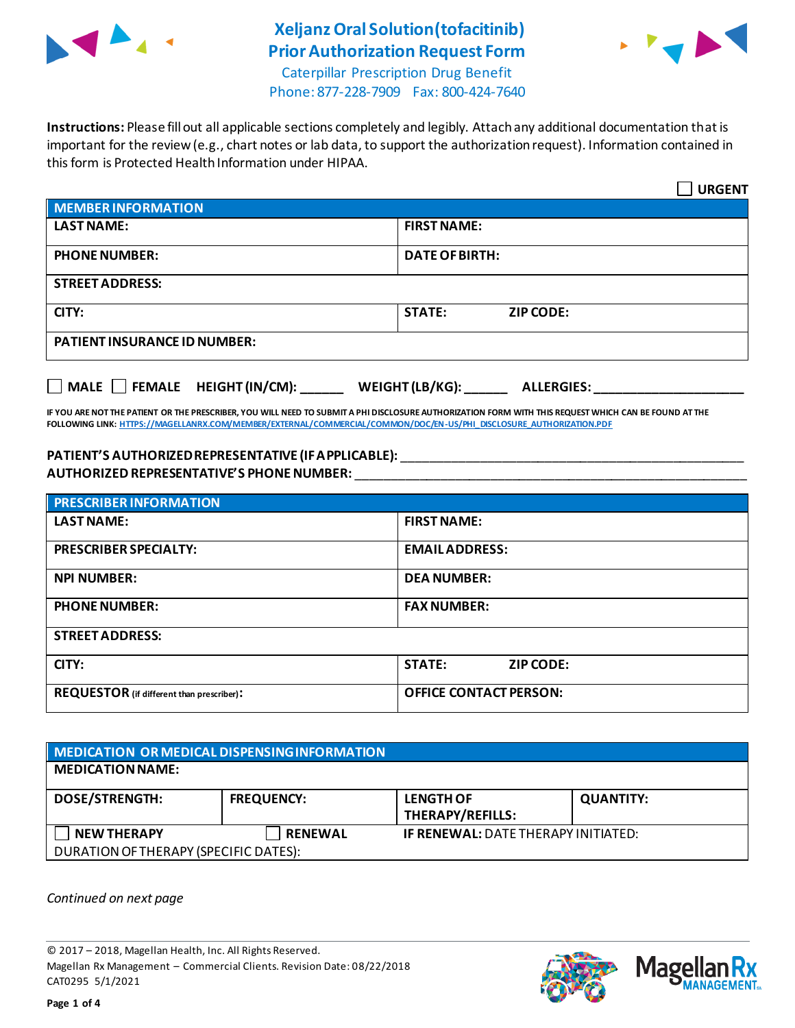# Xeljanz Oral Solution(tofacitinib) Prior Authorization Request Form

Caterpillar Prescription Drug Benefit
Phone: 877-228-7909 Fax: 800-424-7640

**Instructions:** Please fill out all applicable sections completely and legibly. Attach any additional documentation that is important for the review (e.g., chart notes or lab data, to support the authorization request). Information contained in this form is Protected Health Information under HIPAA.

☐ **URGENT**

| MEMBER INFORMATION | |
|---|---|
| **LAST NAME:** | **FIRST NAME:** |
| **PHONE NUMBER:** | **DATE OF BIRTH:** |
| **STREET ADDRESS:** | |
| **CITY:** | **STATE:** **ZIP CODE:** |
| **PATIENT INSURANCE ID NUMBER:** | |

☐ **MALE** ☐ **FEMALE** **HEIGHT (IN/CM):** ______ **WEIGHT (LB/KG):** ______ **ALLERGIES:** ____________________

**IF YOU ARE NOT THE PATIENT OR THE PRESCRIBER, YOU WILL NEED TO SUBMIT A PHI DISCLOSURE AUTHORIZATION FORM WITH THIS REQUEST WHICH CAN BE FOUND AT THE FOLLOWING LINK:** HTTPS://MAGELLANRX.COM/MEMBER/EXTERNAL/COMMERCIAL/COMMON/DOC/EN-US/PHI_DISCLOSURE_AUTHORIZATION.PDF

**PATIENT'S AUTHORIZED REPRESENTATIVE (IF APPLICABLE):** ____________________________________________
**AUTHORIZED REPRESENTATIVE'S PHONE NUMBER:** ____________________________________________

| PRESCRIBER INFORMATION | |
|---|---|
| **LAST NAME:** | **FIRST NAME:** |
| **PRESCRIBER SPECIALTY:** | **EMAIL ADDRESS:** |
| **NPI NUMBER:** | **DEA NUMBER:** |
| **PHONE NUMBER:** | **FAX NUMBER:** |
| **STREET ADDRESS:** | |
| **CITY:** | **STATE:** **ZIP CODE:** |
| **REQUESTOR** (if different than prescriber)**:** | **OFFICE CONTACT PERSON:** |

| MEDICATION OR MEDICAL DISPENSING INFORMATION | | | |
|---|---|---|---|
| **MEDICATION NAME:** | | | |
| **DOSE/STRENGTH:** | **FREQUENCY:** | **LENGTH OF THERAPY/REFILLS:** | **QUANTITY:** |
| ☐ **NEW THERAPY** | ☐ **RENEWAL** | **IF RENEWAL:** DATE THERAPY INITIATED: | |
| DURATION OF THERAPY (SPECIFIC DATES): | | | |

*Continued on next page*

© 2017 – 2018, Magellan Health, Inc. All Rights Reserved.
Magellan Rx Management – Commercial Clients. Revision Date: 08/22/2018
CAT0295 5/1/2021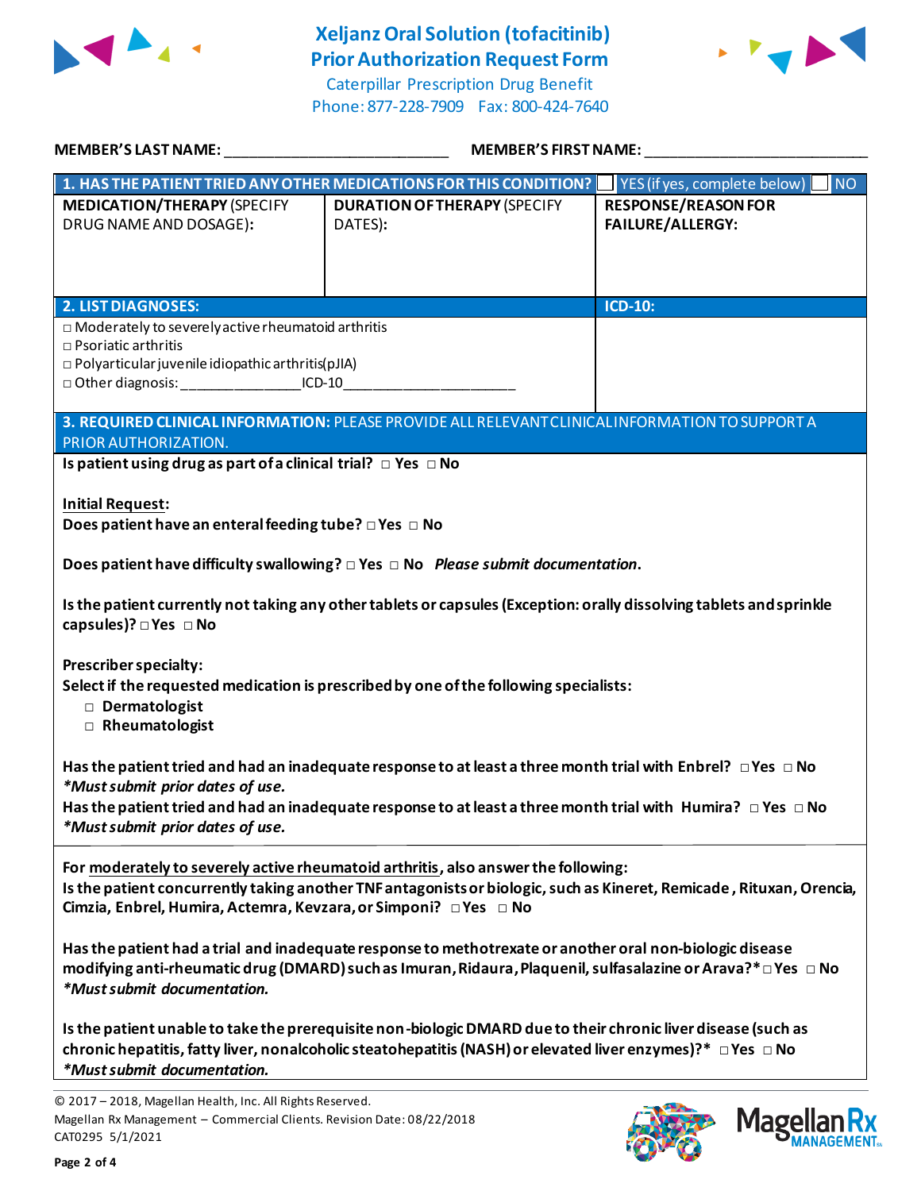# Xeljanz Oral Solution (tofacitinib)
# Prior Authorization Request Form

Caterpillar Prescription Drug Benefit
Phone: 877-228-7909 Fax: 800-424-7640

**MEMBER'S LAST NAME:** ___________________________ **MEMBER'S FIRST NAME:** ___________________________

| **1. HAS THE PATIENT TRIED ANY OTHER MEDICATIONS FOR THIS CONDITION?** | ☐ YES (if yes, complete below) | ☐ NO |
|---|---|---|
| **MEDICATION/THERAPY** (SPECIFY DRUG NAME AND DOSAGE): | **DURATION OF THERAPY** (SPECIFY DATES): | **RESPONSE/REASON FOR FAILURE/ALLERGY:** |
| | | |

| **2. LIST DIAGNOSES:** | **ICD-10:** |
|---|---|
| □ Moderately to severely active rheumatoid arthritis<br>□ Psoriatic arthritis<br>□ Polyarticular juvenile idiopathic arthritis(pJIA)<br>□ Other diagnosis: _______________ICD-10_____________________ | |

**3. REQUIRED CLINICAL INFORMATION:** PLEASE PROVIDE ALL RELEVANT CLINICAL INFORMATION TO SUPPORT A PRIOR AUTHORIZATION.

**Is patient using drug as part of a clinical trial?** □ Yes □ No

**Initial Request:**

**Does patient have an enteral feeding tube?** □ Yes □ No

**Does patient have difficulty swallowing?** □ Yes □ No ***Please submit documentation.***

**Is the patient currently not taking any other tablets or capsules (Exception: orally dissolving tablets and sprinkle capsules)?** □ Yes □ No

**Prescriber specialty:**

**Select if the requested medication is prescribed by one of the following specialists:**

- □ **Dermatologist**
- □ **Rheumatologist**

**Has the patient tried and had an inadequate response to at least a three month trial with Enbrel?** □ Yes □ No
***Must submit prior dates of use.***

**Has the patient tried and had an inadequate response to at least a three month trial with Humira?** □ Yes □ No
***Must submit prior dates of use.***

**For moderately to severely active rheumatoid arthritis, also answer the following:**

**Is the patient concurrently taking another TNF antagonists or biologic, such as Kineret, Remicade, Rituxan, Orencia, Cimzia, Enbrel, Humira, Actemra, Kevzara, or Simponi?** □ Yes □ No

**Has the patient had a trial and inadequate response to methotrexate or another oral non-biologic disease modifying anti-rheumatic drug (DMARD) such as Imuran, Ridaura, Plaquenil, sulfasalazine or Arava?*** □ Yes □ No
***Must submit documentation.***

**Is the patient unable to take the prerequisite non-biologic DMARD due to their chronic liver disease (such as chronic hepatitis, fatty liver, nonalcoholic steatohepatitis (NASH) or elevated liver enzymes)?*** □ Yes □ No
***Must submit documentation.***

© 2017 – 2018, Magellan Health, Inc. All Rights Reserved.
Magellan Rx Management – Commercial Clients. Revision Date: 08/22/2018
CAT0295 5/1/2021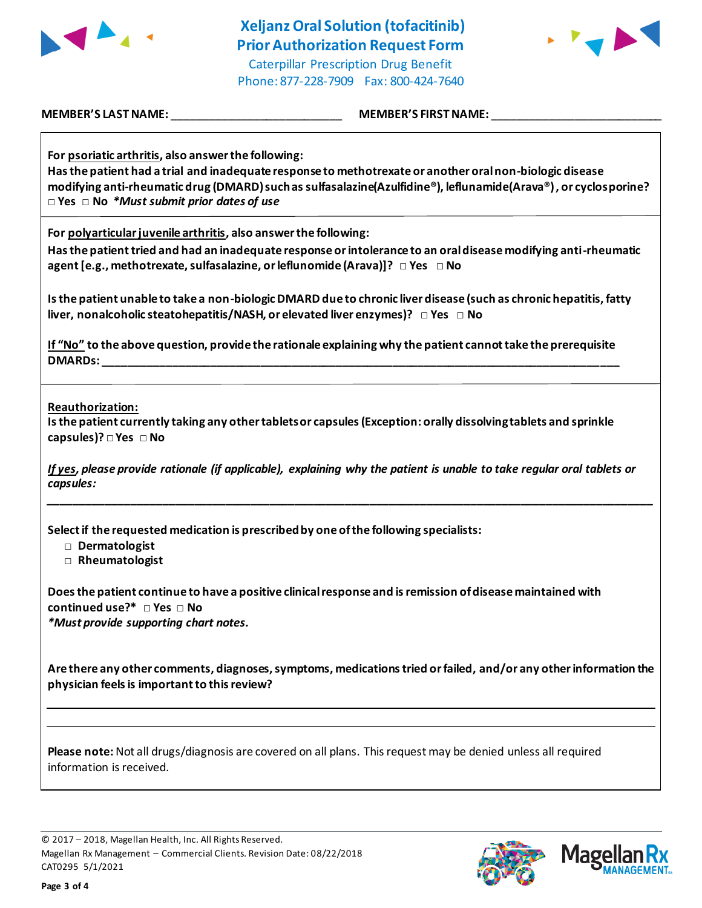# Xeljanz Oral Solution (tofacitinib)
## Prior Authorization Request Form

Caterpillar Prescription Drug Benefit
Phone: 877-228-7909 Fax: 800-424-7640

**MEMBER'S LAST NAME:** ___________________________ **MEMBER'S FIRST NAME:** ___________________________

**For psoriatic arthritis, also answer the following:**
**Has the patient had a trial and inadequate response to methotrexate or another oral non-biologic disease modifying anti-rheumatic drug (DMARD) such as sulfasalazine (Azulfidine®), leflunamide (Arava®), or cyclosporine?**
□ Yes □ No ***Must submit prior dates of use***

**For polyarticular juvenile arthritis, also answer the following:**
**Has the patient tried and had an inadequate response or intolerance to an oral disease modifying anti-rheumatic agent [e.g., methotrexate, sulfasalazine, or leflunomide (Arava)]?** □ Yes □ No

**Is the patient unable to take a non-biologic DMARD due to chronic liver disease (such as chronic hepatitis, fatty liver, nonalcoholic steatohepatitis/NASH, or elevated liver enzymes)?** □ Yes □ No

**If "No" to the above question, provide the rationale explaining why the patient cannot take the prerequisite DMARDs:** ________________________________________________________________________________

**Reauthorization:**
**Is the patient currently taking any other tablets or capsules (Exception: orally dissolving tablets and sprinkle capsules)?** □ Yes □ No

***If yes, please provide rationale (if applicable), explaining why the patient is unable to take regular oral tablets or capsules:***

________________________________________________________________________________

**Select if the requested medication is prescribed by one of the following specialists:**
- □ **Dermatologist**
- □ **Rheumatologist**

**Does the patient continue to have a positive clinical response and is remission of disease maintained with continued use?*** □ Yes □ No
***Must provide supporting chart notes.***

**Are there any other comments, diagnoses, symptoms, medications tried or failed, and/or any other information the physician feels is important to this review?**

________________________________________________________________________________

________________________________________________________________________________

**Please note:** Not all drugs/diagnosis are covered on all plans. This request may be denied unless all required information is received.

© 2017 – 2018, Magellan Health, Inc. All Rights Reserved.
Magellan Rx Management – Commercial Clients. Revision Date: 08/22/2018
CAT0295 5/1/2021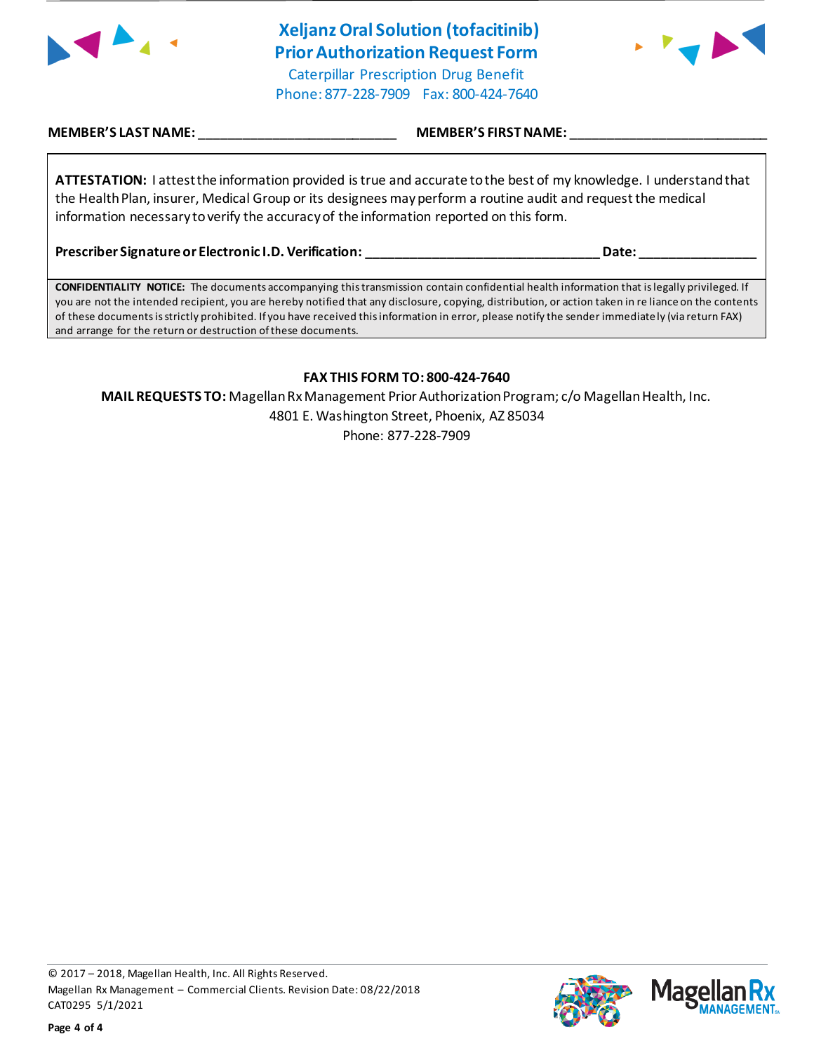# Xeljanz Oral Solution (tofacitinib) Prior Authorization Request Form

Caterpillar Prescription Drug Benefit

Phone: 877-228-7909    Fax: 800-424-7640

**MEMBER'S LAST NAME:** ___________________________    **MEMBER'S FIRST NAME:** ___________________________

**ATTESTATION:** I attest the information provided is true and accurate to the best of my knowledge. I understand that the Health Plan, insurer, Medical Group or its designees may perform a routine audit and request the medical information necessary to verify the accuracy of the information reported on this form.

**Prescriber Signature or Electronic I.D. Verification:** ________________________________ **Date:** ________________

**CONFIDENTIALITY NOTICE:** The documents accompanying this transmission contain confidential health information that is legally privileged. If you are not the intended recipient, you are hereby notified that any disclosure, copying, distribution, or action taken in reliance on the contents of these documents is strictly prohibited. If you have received this information in error, please notify the sender immediately (via return FAX) and arrange for the return or destruction of these documents.

**FAX THIS FORM TO: 800-424-7640**

**MAIL REQUESTS TO:** Magellan Rx Management Prior Authorization Program; c/o Magellan Health, Inc.
4801 E. Washington Street, Phoenix, AZ 85034
Phone: 877-228-7909

© 2017 – 2018, Magellan Health, Inc. All Rights Reserved.
Magellan Rx Management – Commercial Clients. Revision Date: 08/22/2018
CAT0295 5/1/2021